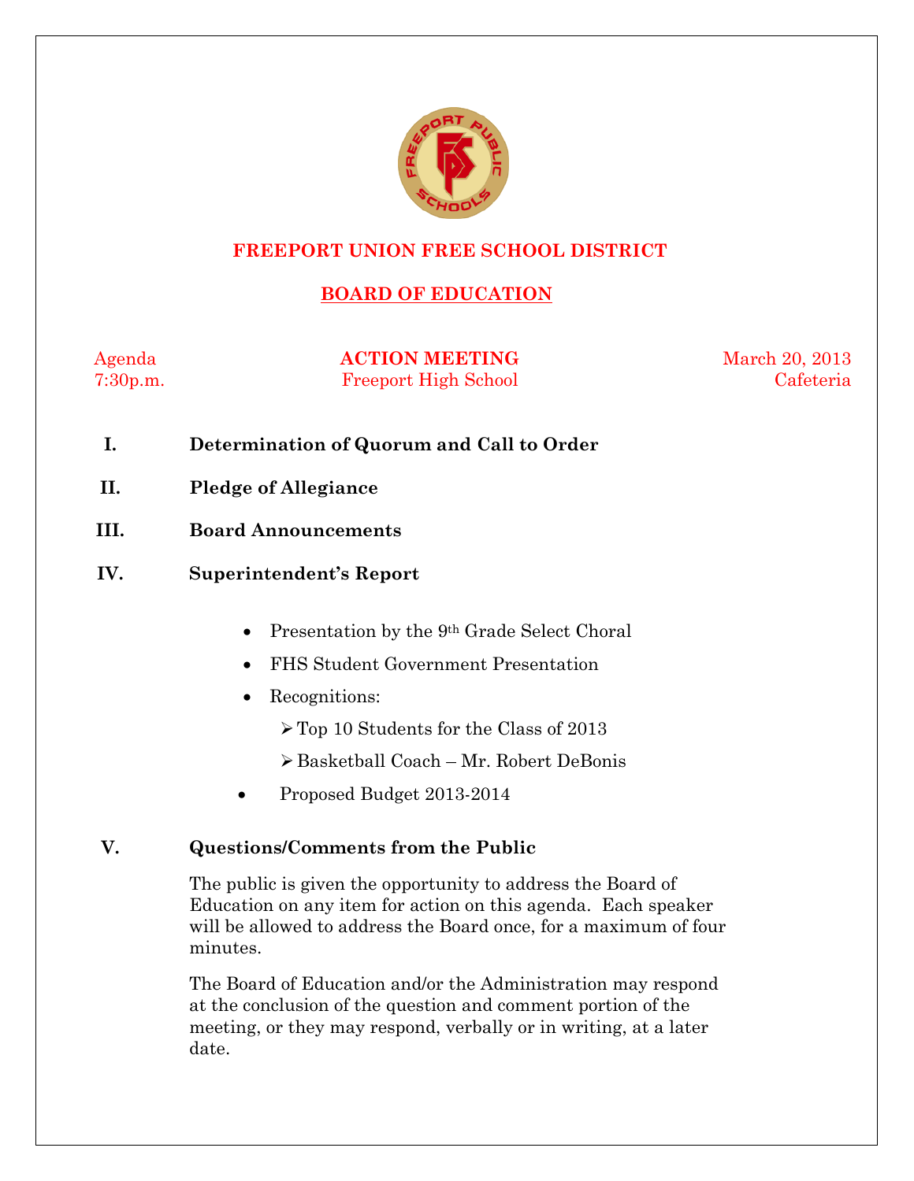# FREEPORT UNION FREE SCHOOL DISTRICT

## BOARD OF EDUCATION

Agenda
7:30p.m.

**ACTION MEETING**
Freeport High School

March 20, 2013
Cafeteria

**I. Determination of Quorum and Call to Order**

**II. Pledge of Allegiance**

**III. Board Announcements**

**IV. Superintendent's Report**

- Presentation by the 9th Grade Select Choral
- FHS Student Government Presentation
- Recognitions:
  - Top 10 Students for the Class of 2013
  - Basketball Coach – Mr. Robert DeBonis
- Proposed Budget 2013-2014

**V. Questions/Comments from the Public**

The public is given the opportunity to address the Board of Education on any item for action on this agenda. Each speaker will be allowed to address the Board once, for a maximum of four minutes.

The Board of Education and/or the Administration may respond at the conclusion of the question and comment portion of the meeting, or they may respond, verbally or in writing, at a later date.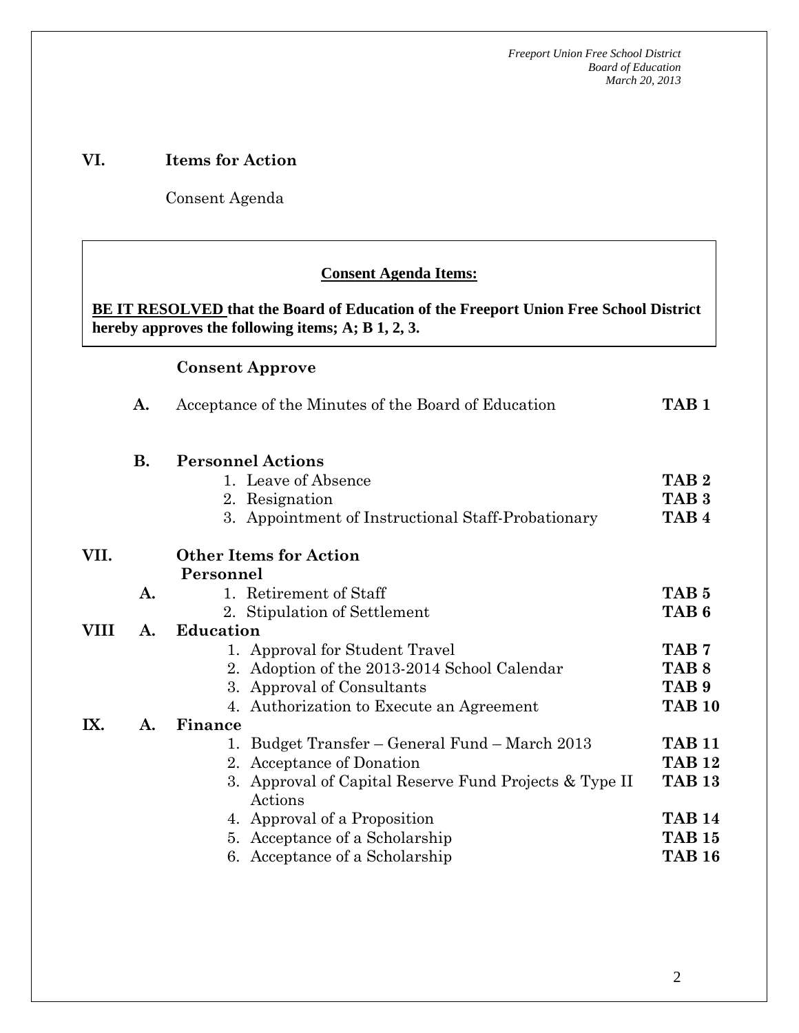## VI. Items for Action

Consent Agenda

**Consent Agenda Items:**

**BE IT RESOLVED that the Board of Education of the Freeport Union Free School District hereby approves the following items; A; B 1, 2, 3.**

**Consent Approve**

| | | |
|---|---|---|
| **A.** | Acceptance of the Minutes of the Board of Education | **TAB 1** |
| **B.** | **Personnel Actions** | |
| | 1. Leave of Absence | **TAB 2** |
| | 2. Resignation | **TAB 3** |
| | 3. Appointment of Instructional Staff-Probationary | **TAB 4** |

## VII. Other Items for Action

**Personnel**

| | | |
|---|---|---|
| **A.** | 1. Retirement of Staff | **TAB 5** |
| | 2. Stipulation of Settlement | **TAB 6** |

## VIII A. Education

| | |
|---|---|
| 1. Approval for Student Travel | **TAB 7** |
| 2. Adoption of the 2013-2014 School Calendar | **TAB 8** |
| 3. Approval of Consultants | **TAB 9** |
| 4. Authorization to Execute an Agreement | **TAB 10** |

## IX. A. Finance

| | |
|---|---|
| 1. Budget Transfer – General Fund – March 2013 | **TAB 11** |
| 2. Acceptance of Donation | **TAB 12** |
| 3. Approval of Capital Reserve Fund Projects & Type II Actions | **TAB 13** |
| 4. Approval of a Proposition | **TAB 14** |
| 5. Acceptance of a Scholarship | **TAB 15** |
| 6. Acceptance of a Scholarship | **TAB 16** |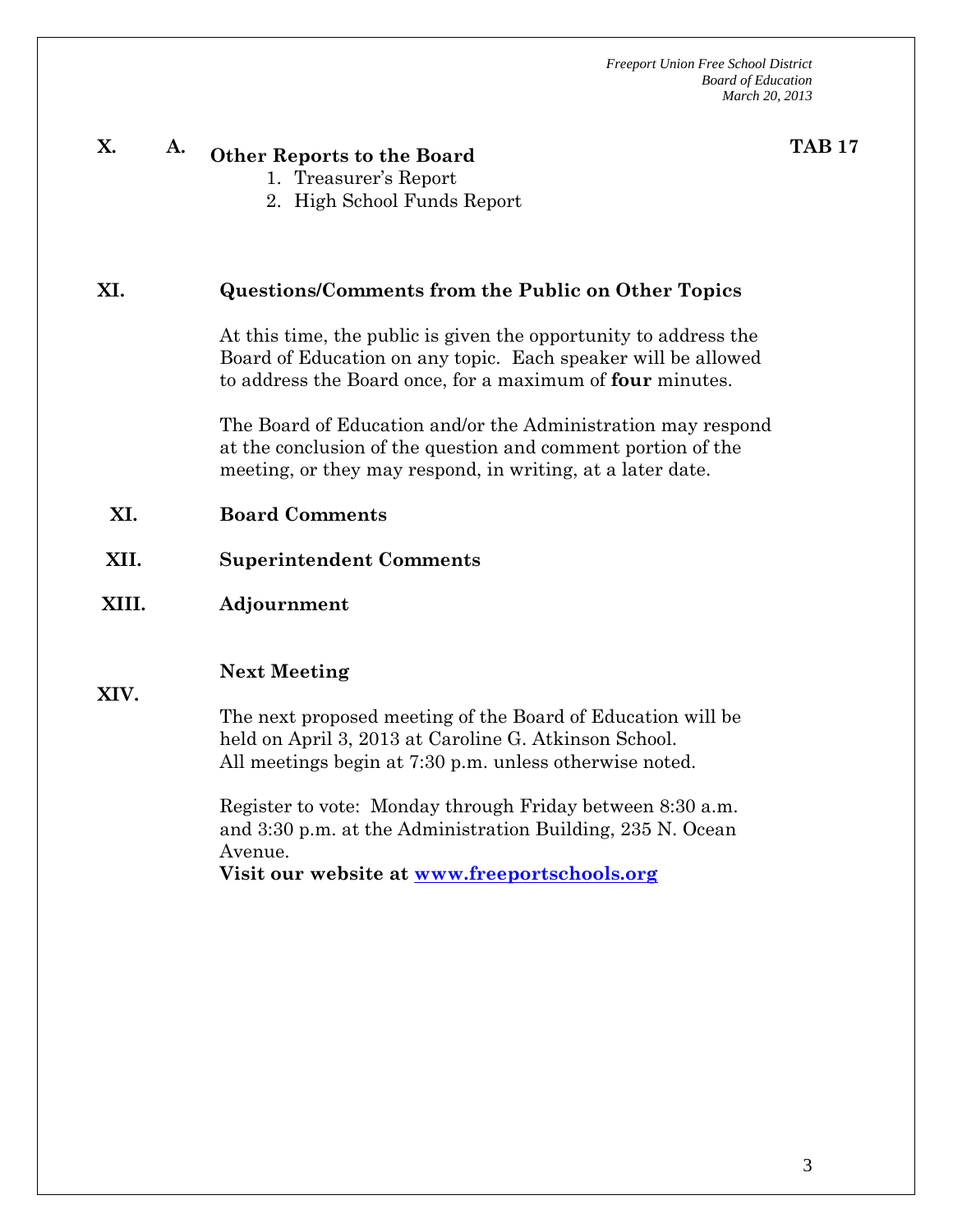**X. A. Other Reports to the Board** **TAB 17**

1. Treasurer's Report
2. High School Funds Report

**XI. Questions/Comments from the Public on Other Topics**

At this time, the public is given the opportunity to address the Board of Education on any topic. Each speaker will be allowed to address the Board once, for a maximum of **four** minutes.

The Board of Education and/or the Administration may respond at the conclusion of the question and comment portion of the meeting, or they may respond, in writing, at a later date.

**XI. Board Comments**

**XII. Superintendent Comments**

**XIII. Adjournment**

**XIV. Next Meeting**

The next proposed meeting of the Board of Education will be held on April 3, 2013 at Caroline G. Atkinson School. All meetings begin at 7:30 p.m. unless otherwise noted.

Register to vote: Monday through Friday between 8:30 a.m. and 3:30 p.m. at the Administration Building, 235 N. Ocean Avenue.

**Visit our website at [www.freeportschools.org](http://www.freeportschools.org)**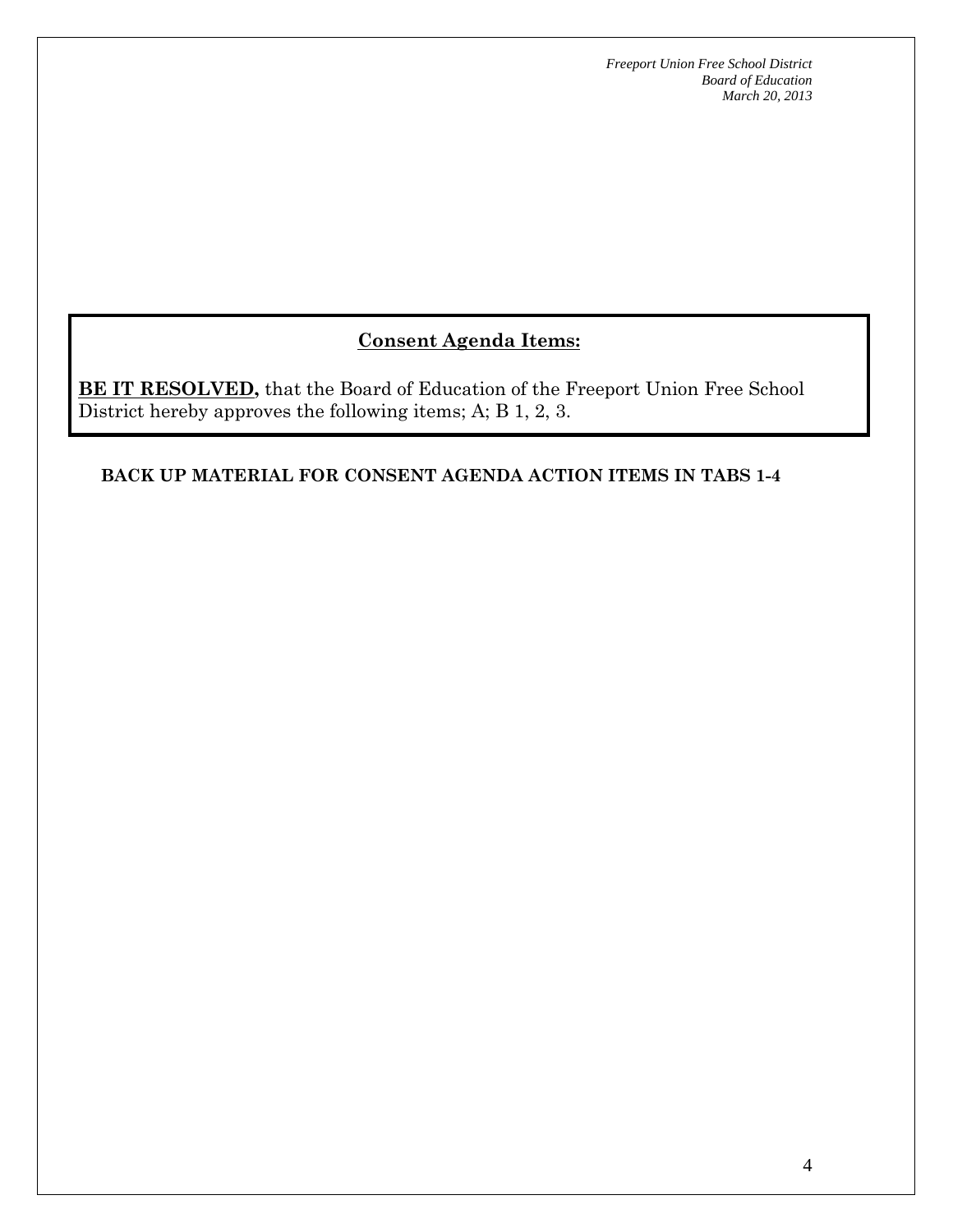## Consent Agenda Items:

**BE IT RESOLVED,** that the Board of Education of the Freeport Union Free School District hereby approves the following items; A; B 1, 2, 3.

**BACK UP MATERIAL FOR CONSENT AGENDA ACTION ITEMS IN TABS 1-4**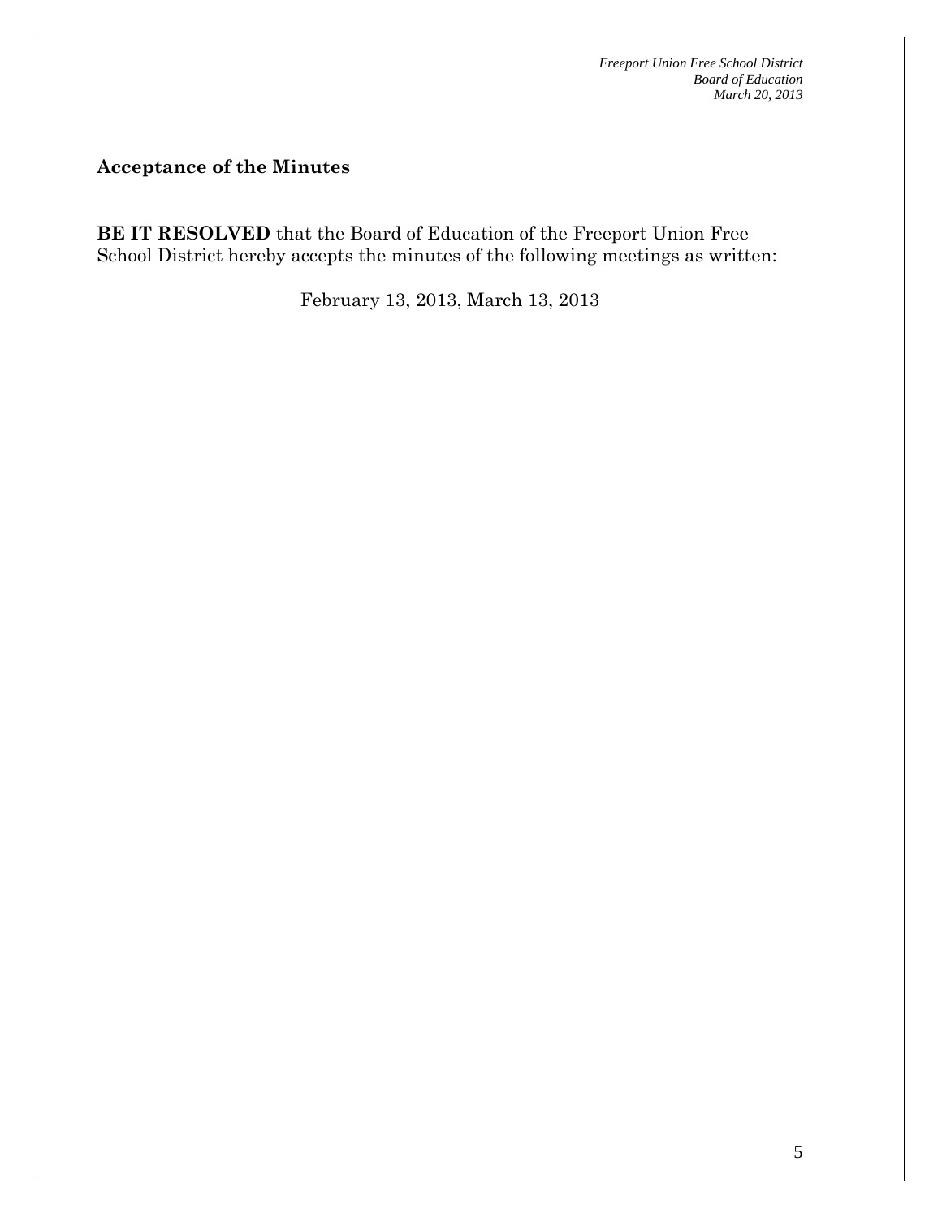## Acceptance of the Minutes

**BE IT RESOLVED** that the Board of Education of the Freeport Union Free School District hereby accepts the minutes of the following meetings as written:

February 13, 2013, March 13, 2013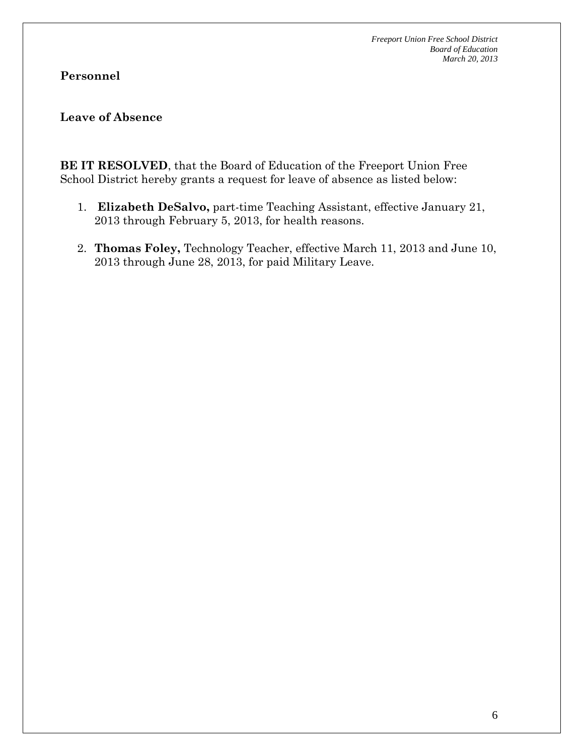## Personnel

### Leave of Absence

**BE IT RESOLVED**, that the Board of Education of the Freeport Union Free School District hereby grants a request for leave of absence as listed below:

1. **Elizabeth DeSalvo,** part-time Teaching Assistant, effective January 21, 2013 through February 5, 2013, for health reasons.
2. **Thomas Foley,** Technology Teacher, effective March 11, 2013 and June 10, 2013 through June 28, 2013, for paid Military Leave.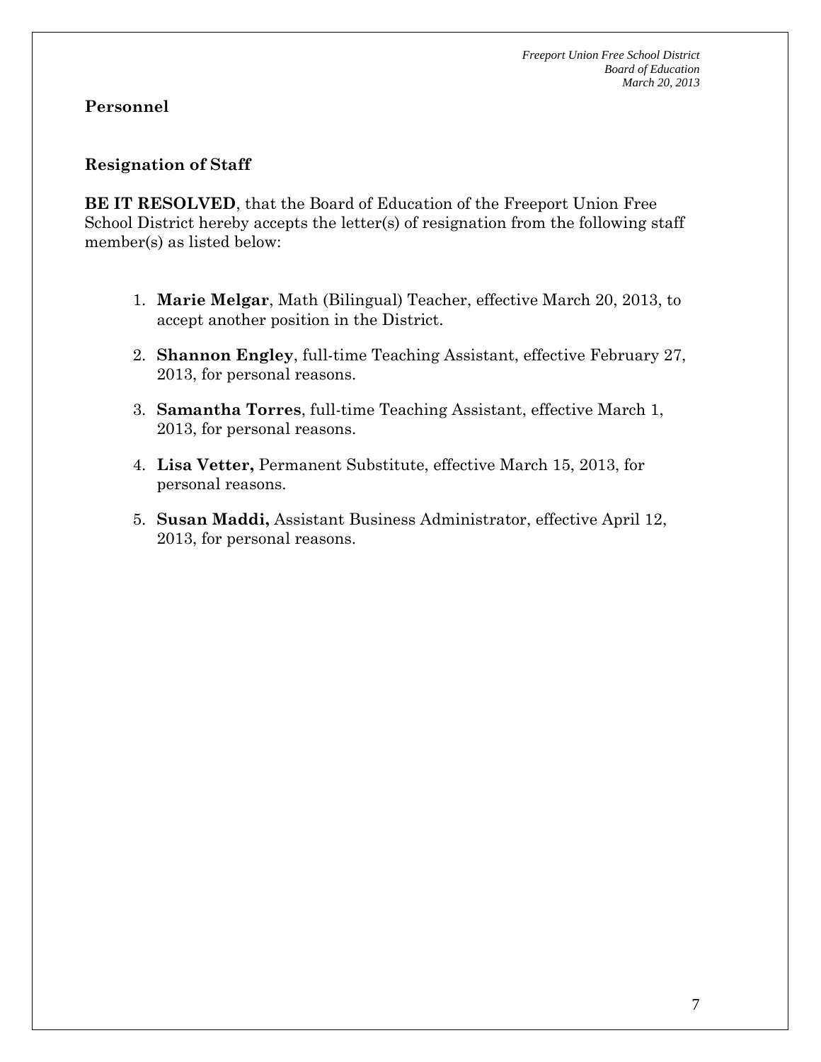## Personnel

### Resignation of Staff

**BE IT RESOLVED**, that the Board of Education of the Freeport Union Free School District hereby accepts the letter(s) of resignation from the following staff member(s) as listed below:

1. **Marie Melgar**, Math (Bilingual) Teacher, effective March 20, 2013, to accept another position in the District.
2. **Shannon Engley**, full-time Teaching Assistant, effective February 27, 2013, for personal reasons.
3. **Samantha Torres**, full-time Teaching Assistant, effective March 1, 2013, for personal reasons.
4. **Lisa Vetter,** Permanent Substitute, effective March 15, 2013, for personal reasons.
5. **Susan Maddi,** Assistant Business Administrator, effective April 12, 2013, for personal reasons.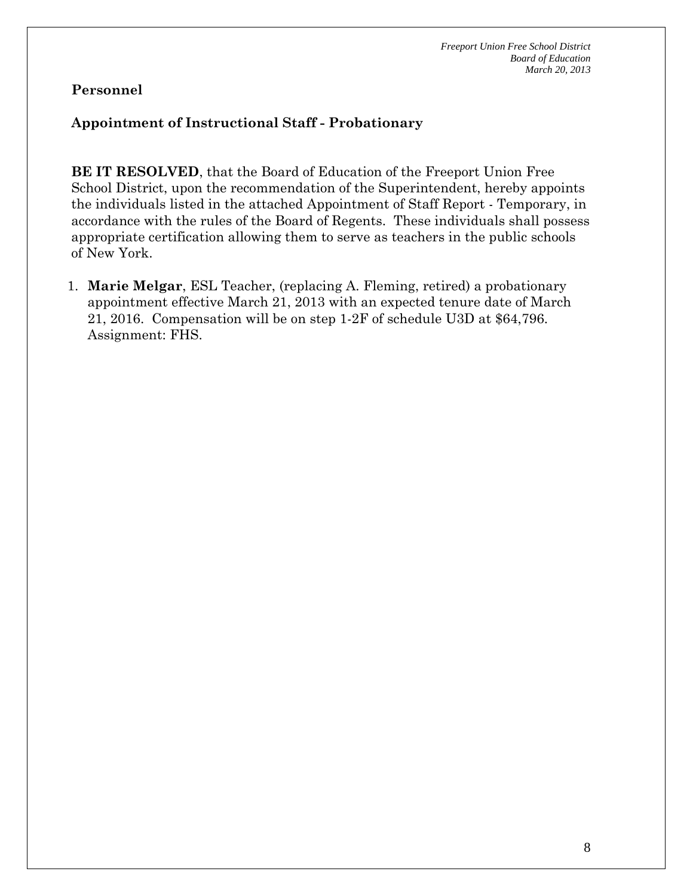**Personnel**

**Appointment of Instructional Staff - Probationary**

**BE IT RESOLVED**, that the Board of Education of the Freeport Union Free School District, upon the recommendation of the Superintendent, hereby appoints the individuals listed in the attached Appointment of Staff Report - Temporary, in accordance with the rules of the Board of Regents. These individuals shall possess appropriate certification allowing them to serve as teachers in the public schools of New York.

1. **Marie Melgar**, ESL Teacher, (replacing A. Fleming, retired) a probationary appointment effective March 21, 2013 with an expected tenure date of March 21, 2016. Compensation will be on step 1-2F of schedule U3D at $64,796. Assignment: FHS.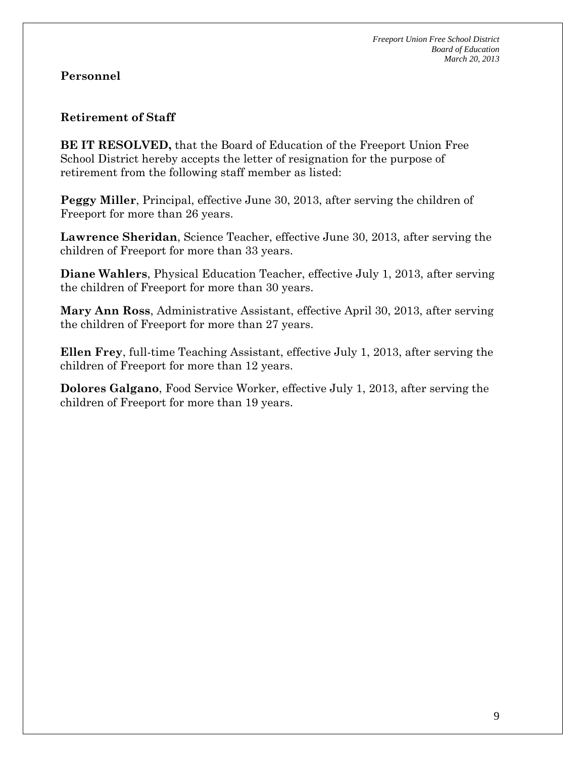## Personnel

### Retirement of Staff

**BE IT RESOLVED,** that the Board of Education of the Freeport Union Free School District hereby accepts the letter of resignation for the purpose of retirement from the following staff member as listed:

**Peggy Miller**, Principal, effective June 30, 2013, after serving the children of Freeport for more than 26 years.

**Lawrence Sheridan**, Science Teacher, effective June 30, 2013, after serving the children of Freeport for more than 33 years.

**Diane Wahlers**, Physical Education Teacher, effective July 1, 2013, after serving the children of Freeport for more than 30 years.

**Mary Ann Ross**, Administrative Assistant, effective April 30, 2013, after serving the children of Freeport for more than 27 years.

**Ellen Frey**, full-time Teaching Assistant, effective July 1, 2013, after serving the children of Freeport for more than 12 years.

**Dolores Galgano**, Food Service Worker, effective July 1, 2013, after serving the children of Freeport for more than 19 years.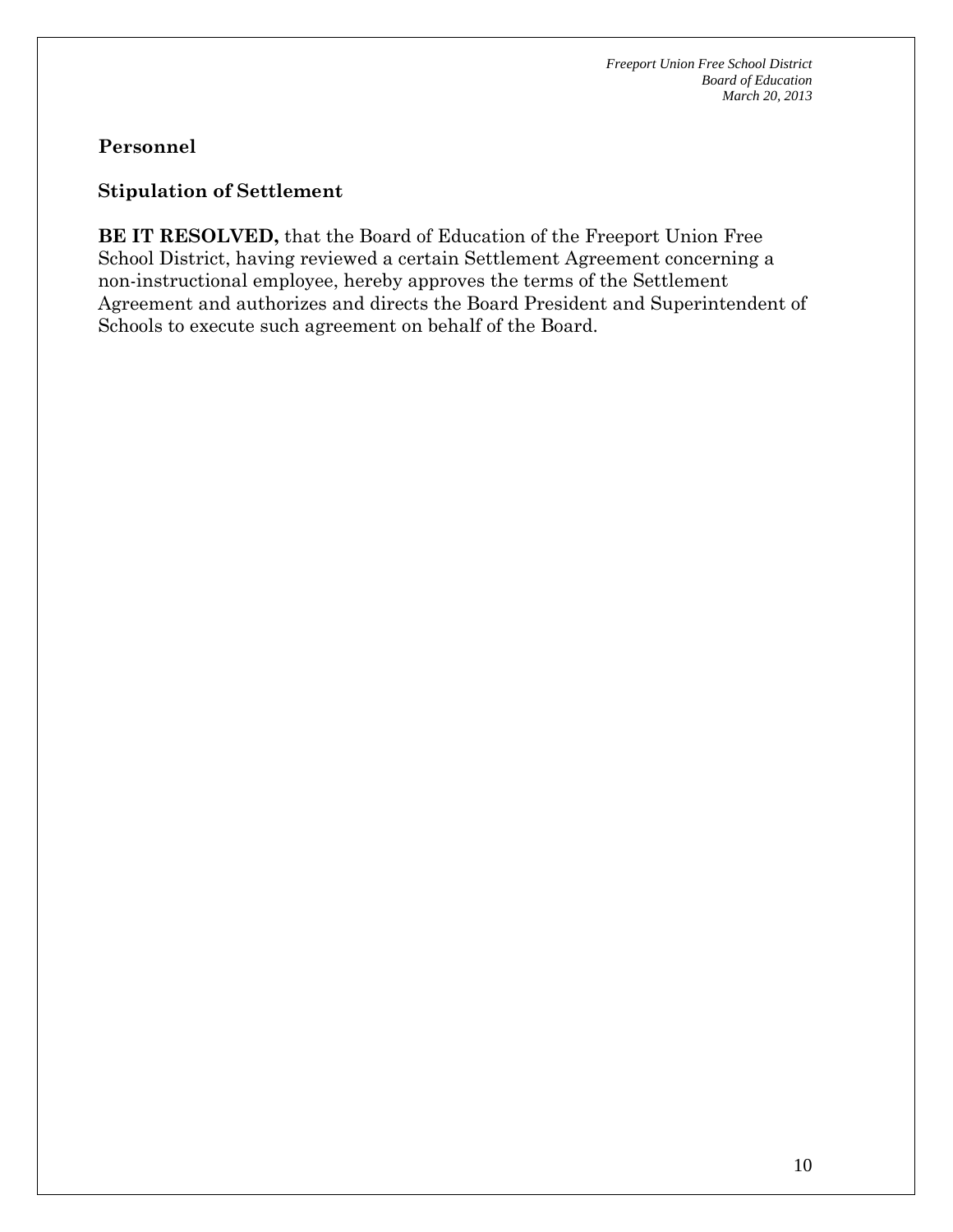**Personnel**

**Stipulation of Settlement**

**BE IT RESOLVED,** that the Board of Education of the Freeport Union Free School District, having reviewed a certain Settlement Agreement concerning a non-instructional employee, hereby approves the terms of the Settlement Agreement and authorizes and directs the Board President and Superintendent of Schools to execute such agreement on behalf of the Board.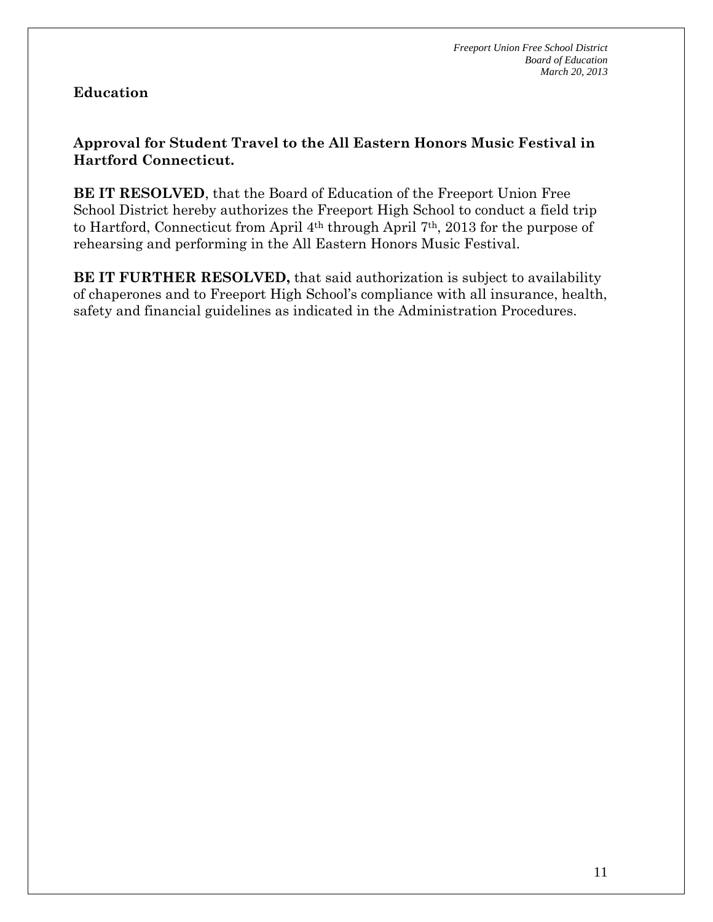## Education

### Approval for Student Travel to the All Eastern Honors Music Festival in Hartford Connecticut.

**BE IT RESOLVED**, that the Board of Education of the Freeport Union Free School District hereby authorizes the Freeport High School to conduct a field trip to Hartford, Connecticut from April 4th through April 7th, 2013 for the purpose of rehearsing and performing in the All Eastern Honors Music Festival.

**BE IT FURTHER RESOLVED,** that said authorization is subject to availability of chaperones and to Freeport High School's compliance with all insurance, health, safety and financial guidelines as indicated in the Administration Procedures.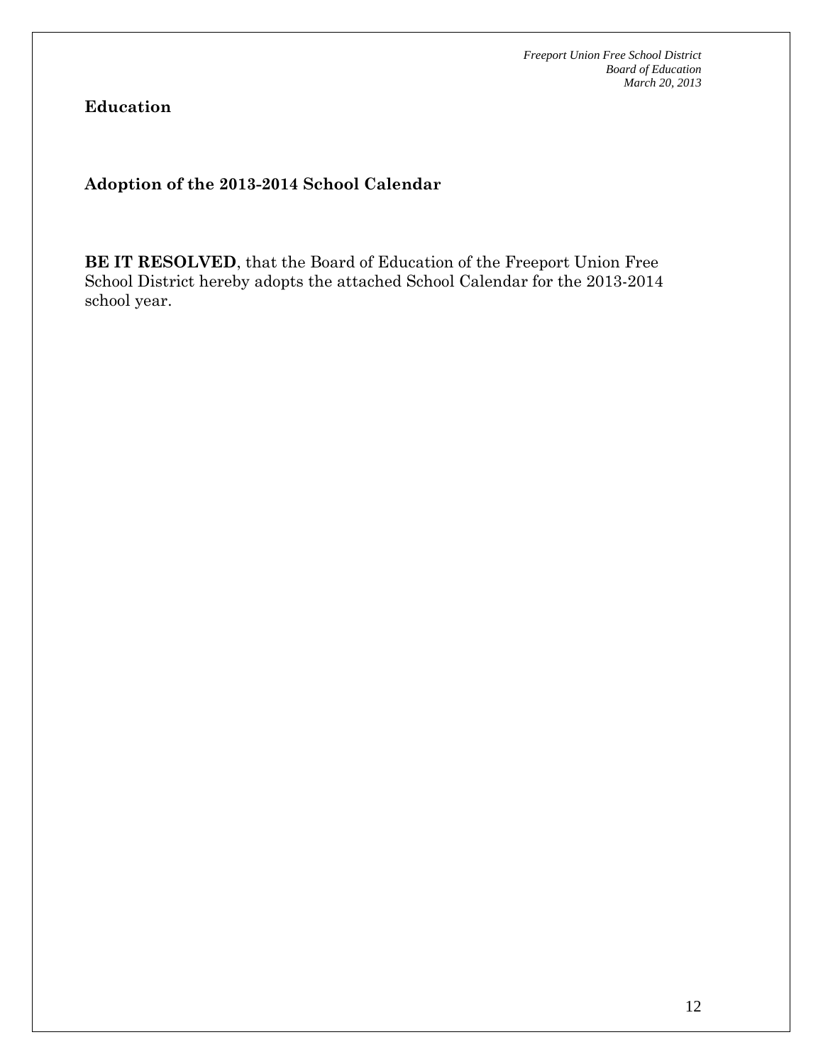**Education**

**Adoption of the 2013-2014 School Calendar**

**BE IT RESOLVED**, that the Board of Education of the Freeport Union Free School District hereby adopts the attached School Calendar for the 2013-2014 school year.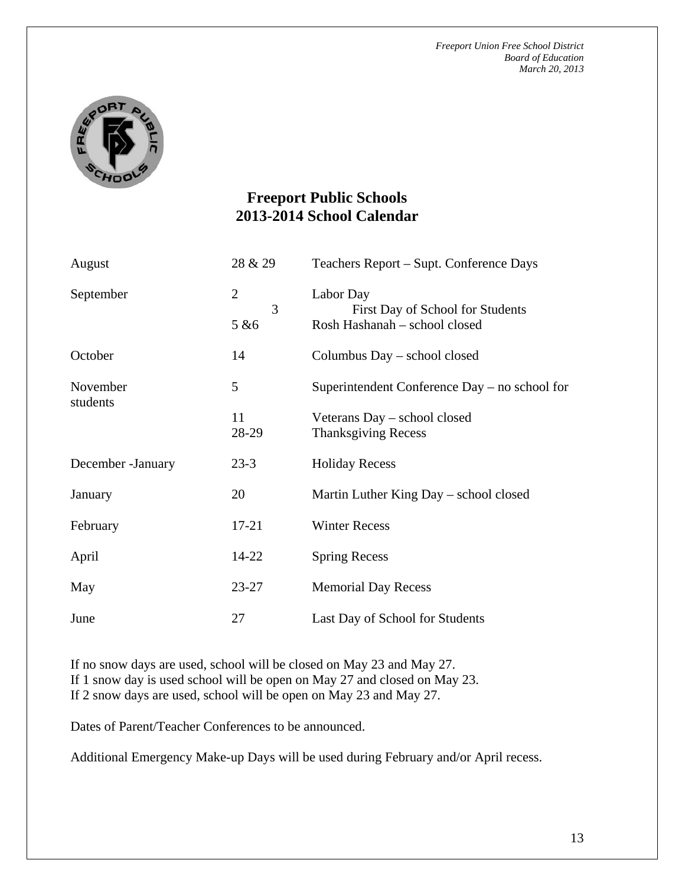*Freeport Union Free School District*
*Board of Education*
*March 20, 2013*

# Freeport Public Schools
# 2013-2014 School Calendar

| | | |
|---|---|---|
| August | 28 & 29 | Teachers Report – Supt. Conference Days |
| September | 2 | Labor Day |
| | 3 | First Day of School for Students |
| | 5 &6 | Rosh Hashanah – school closed |
| October | 14 | Columbus Day – school closed |
| November | 5 | Superintendent Conference Day – no school for students |
| | 11 | Veterans Day – school closed |
| | 28-29 | Thanksgiving Recess |
| December -January | 23-3 | Holiday Recess |
| January | 20 | Martin Luther King Day – school closed |
| February | 17-21 | Winter Recess |
| April | 14-22 | Spring Recess |
| May | 23-27 | Memorial Day Recess |
| June | 27 | Last Day of School for Students |

If no snow days are used, school will be closed on May 23 and May 27.
If 1 snow day is used school will be open on May 27 and closed on May 23.
If 2 snow days are used, school will be open on May 23 and May 27.

Dates of Parent/Teacher Conferences to be announced.

Additional Emergency Make-up Days will be used during February and/or April recess.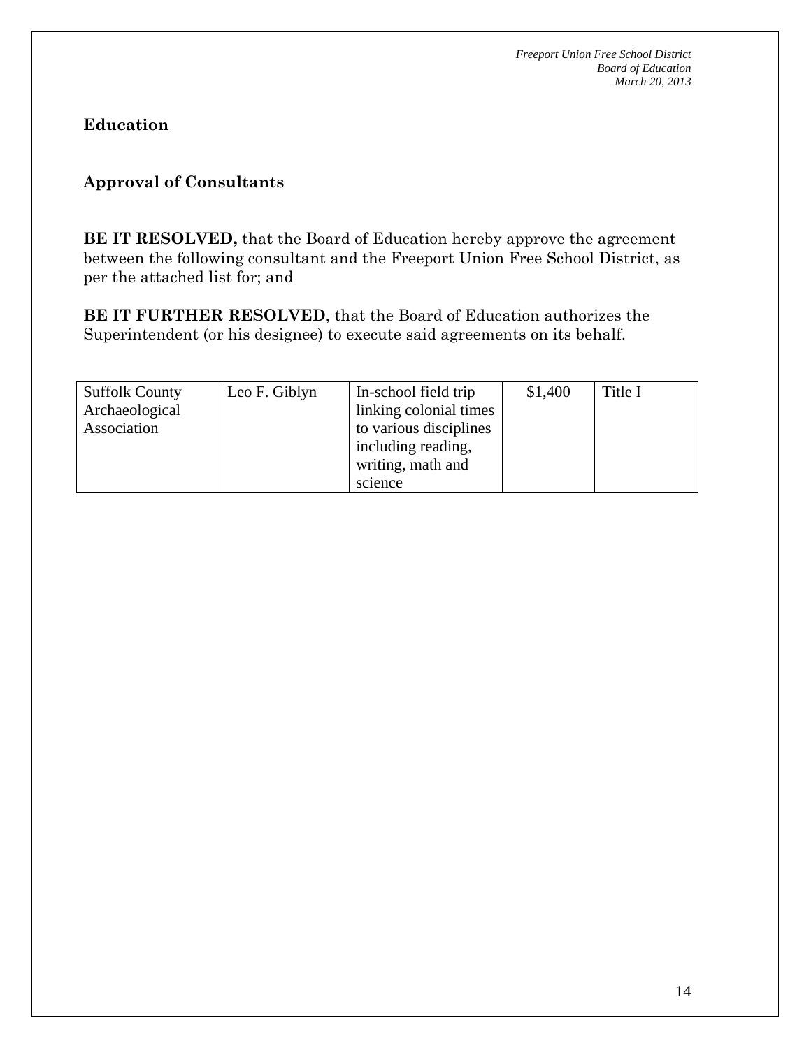## Education

### Approval of Consultants

**BE IT RESOLVED,** that the Board of Education hereby approve the agreement between the following consultant and the Freeport Union Free School District, as per the attached list for; and

**BE IT FURTHER RESOLVED**, that the Board of Education authorizes the Superintendent (or his designee) to execute said agreements on its behalf.

| | | | | |
|---|---|---|---|---|
| Suffolk County Archaeological Association | Leo F. Giblyn | In-school field trip linking colonial times to various disciplines including reading, writing, math and science | $1,400 | Title I |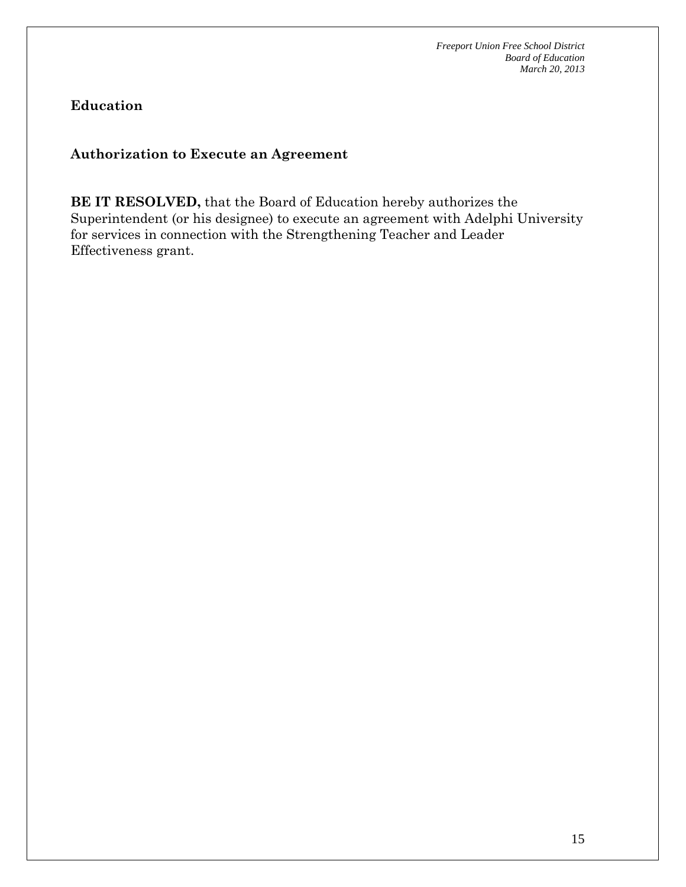## Education

### Authorization to Execute an Agreement

**BE IT RESOLVED,** that the Board of Education hereby authorizes the Superintendent (or his designee) to execute an agreement with Adelphi University for services in connection with the Strengthening Teacher and Leader Effectiveness grant.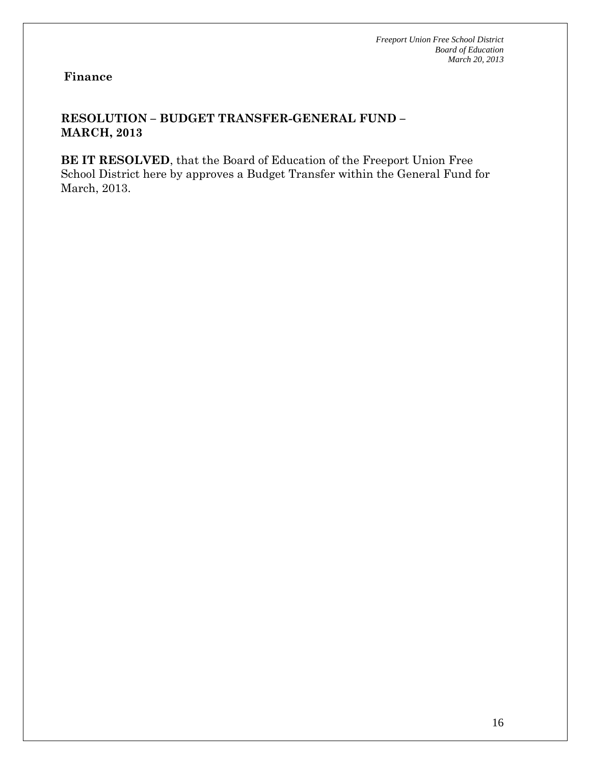**Finance**

**RESOLUTION – BUDGET TRANSFER-GENERAL FUND – MARCH, 2013**

**BE IT RESOLVED**, that the Board of Education of the Freeport Union Free School District here by approves a Budget Transfer within the General Fund for March, 2013.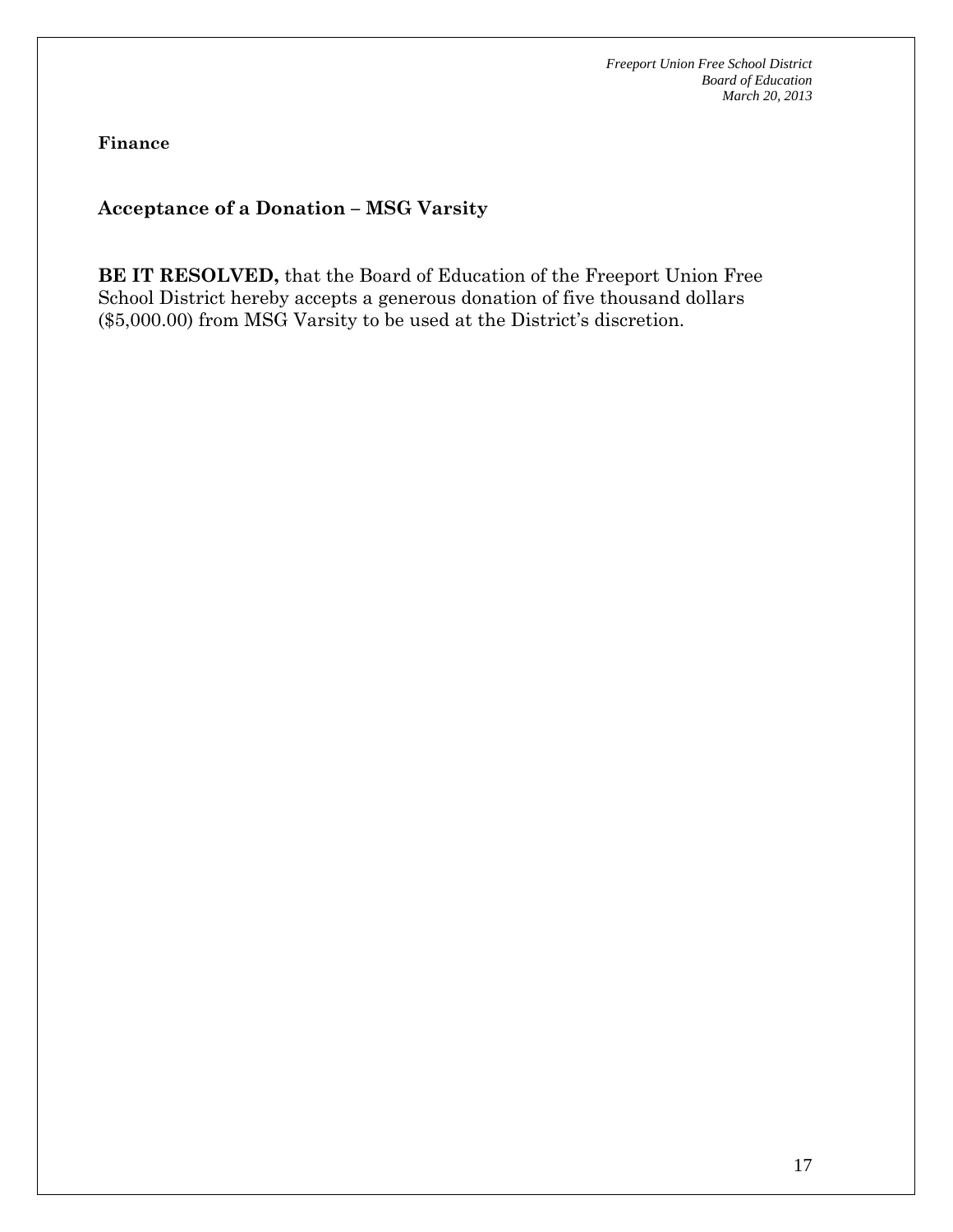**Finance**

## Acceptance of a Donation – MSG Varsity

**BE IT RESOLVED,** that the Board of Education of the Freeport Union Free School District hereby accepts a generous donation of five thousand dollars ($5,000.00) from MSG Varsity to be used at the District's discretion.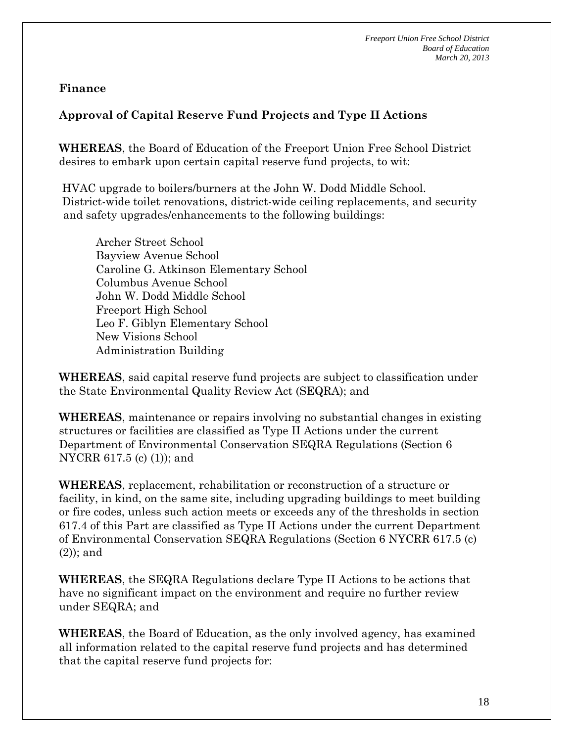## Finance

### Approval of Capital Reserve Fund Projects and Type II Actions

**WHEREAS**, the Board of Education of the Freeport Union Free School District desires to embark upon certain capital reserve fund projects, to wit:

HVAC upgrade to boilers/burners at the John W. Dodd Middle School. District-wide toilet renovations, district-wide ceiling replacements, and security and safety upgrades/enhancements to the following buildings:

- Archer Street School
- Bayview Avenue School
- Caroline G. Atkinson Elementary School
- Columbus Avenue School
- John W. Dodd Middle School
- Freeport High School
- Leo F. Giblyn Elementary School
- New Visions School
- Administration Building

**WHEREAS**, said capital reserve fund projects are subject to classification under the State Environmental Quality Review Act (SEQRA); and

**WHEREAS**, maintenance or repairs involving no substantial changes in existing structures or facilities are classified as Type II Actions under the current Department of Environmental Conservation SEQRA Regulations (Section 6 NYCRR 617.5 (c) (1)); and

**WHEREAS**, replacement, rehabilitation or reconstruction of a structure or facility, in kind, on the same site, including upgrading buildings to meet building or fire codes, unless such action meets or exceeds any of the thresholds in section 617.4 of this Part are classified as Type II Actions under the current Department of Environmental Conservation SEQRA Regulations (Section 6 NYCRR 617.5 (c) (2)); and

**WHEREAS**, the SEQRA Regulations declare Type II Actions to be actions that have no significant impact on the environment and require no further review under SEQRA; and

**WHEREAS**, the Board of Education, as the only involved agency, has examined all information related to the capital reserve fund projects and has determined that the capital reserve fund projects for: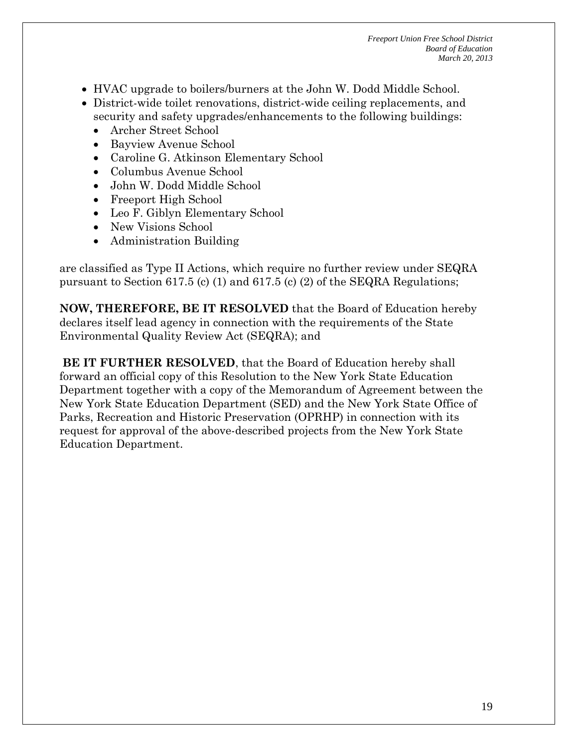- HVAC upgrade to boilers/burners at the John W. Dodd Middle School.
- District-wide toilet renovations, district-wide ceiling replacements, and security and safety upgrades/enhancements to the following buildings:
  - Archer Street School
  - Bayview Avenue School
  - Caroline G. Atkinson Elementary School
  - Columbus Avenue School
  - John W. Dodd Middle School
  - Freeport High School
  - Leo F. Giblyn Elementary School
  - New Visions School
  - Administration Building

are classified as Type II Actions, which require no further review under SEQRA pursuant to Section 617.5 (c) (1) and 617.5 (c) (2) of the SEQRA Regulations;

**NOW, THEREFORE, BE IT RESOLVED** that the Board of Education hereby declares itself lead agency in connection with the requirements of the State Environmental Quality Review Act (SEQRA); and

**BE IT FURTHER RESOLVED**, that the Board of Education hereby shall forward an official copy of this Resolution to the New York State Education Department together with a copy of the Memorandum of Agreement between the New York State Education Department (SED) and the New York State Office of Parks, Recreation and Historic Preservation (OPRHP) in connection with its request for approval of the above-described projects from the New York State Education Department.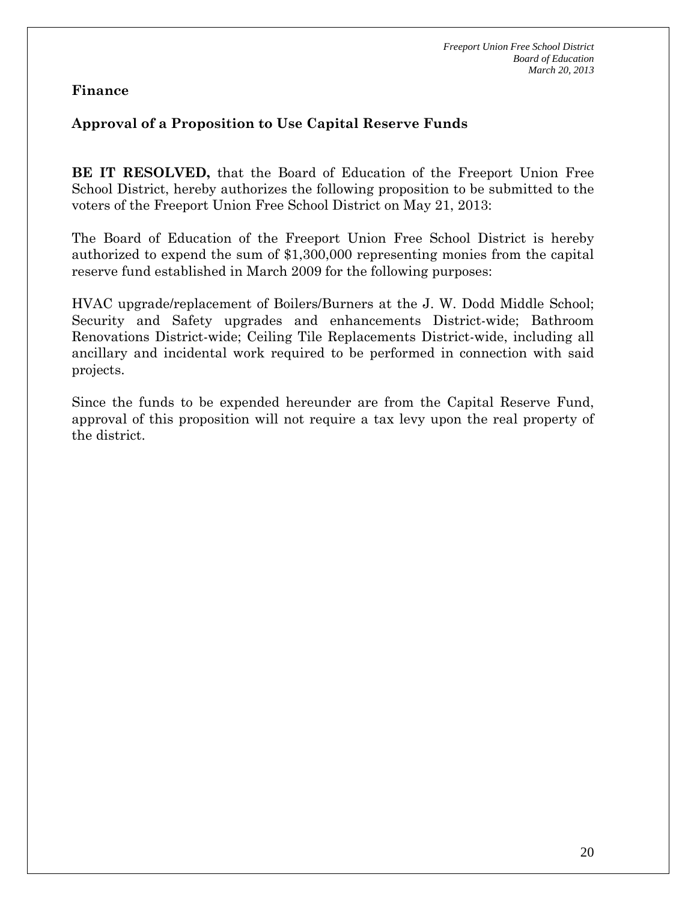## Finance

### Approval of a Proposition to Use Capital Reserve Funds

**BE IT RESOLVED,** that the Board of Education of the Freeport Union Free School District, hereby authorizes the following proposition to be submitted to the voters of the Freeport Union Free School District on May 21, 2013:

The Board of Education of the Freeport Union Free School District is hereby authorized to expend the sum of $1,300,000 representing monies from the capital reserve fund established in March 2009 for the following purposes:

HVAC upgrade/replacement of Boilers/Burners at the J. W. Dodd Middle School; Security and Safety upgrades and enhancements District-wide; Bathroom Renovations District-wide; Ceiling Tile Replacements District-wide, including all ancillary and incidental work required to be performed in connection with said projects.

Since the funds to be expended hereunder are from the Capital Reserve Fund, approval of this proposition will not require a tax levy upon the real property of the district.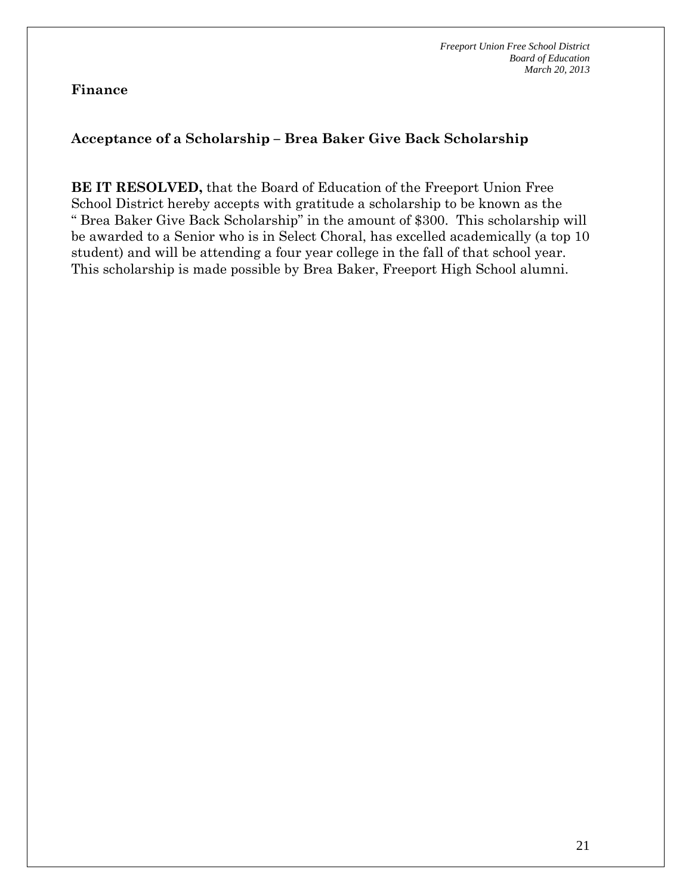## Finance

### Acceptance of a Scholarship – Brea Baker Give Back Scholarship

**BE IT RESOLVED,** that the Board of Education of the Freeport Union Free School District hereby accepts with gratitude a scholarship to be known as the " Brea Baker Give Back Scholarship" in the amount of $300. This scholarship will be awarded to a Senior who is in Select Choral, has excelled academically (a top 10 student) and will be attending a four year college in the fall of that school year. This scholarship is made possible by Brea Baker, Freeport High School alumni.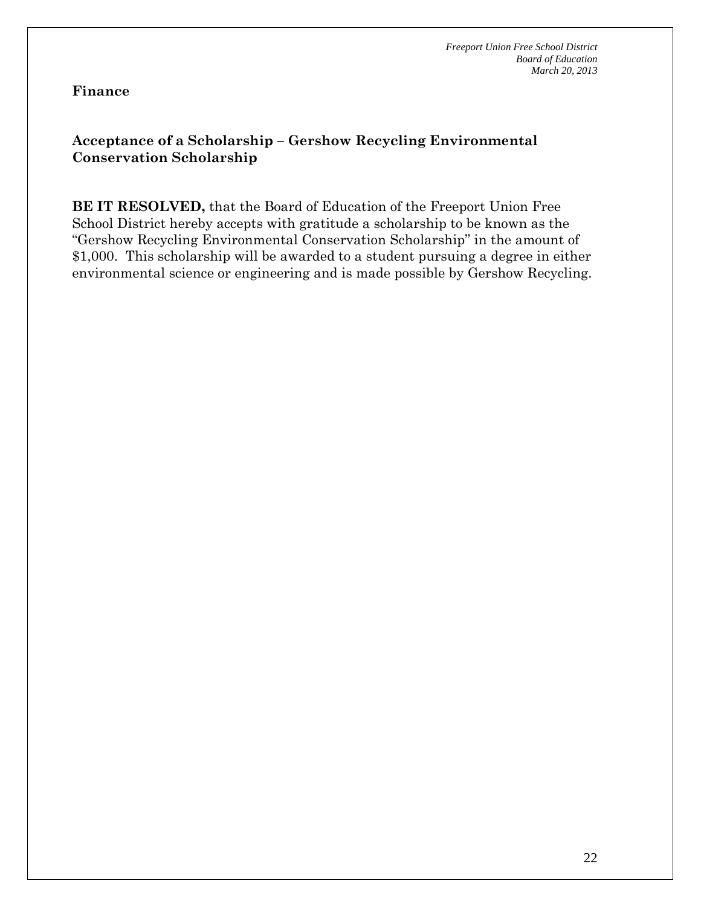**Finance**

## Acceptance of a Scholarship – Gershow Recycling Environmental Conservation Scholarship

**BE IT RESOLVED,** that the Board of Education of the Freeport Union Free School District hereby accepts with gratitude a scholarship to be known as the "Gershow Recycling Environmental Conservation Scholarship" in the amount of $1,000. This scholarship will be awarded to a student pursuing a degree in either environmental science or engineering and is made possible by Gershow Recycling.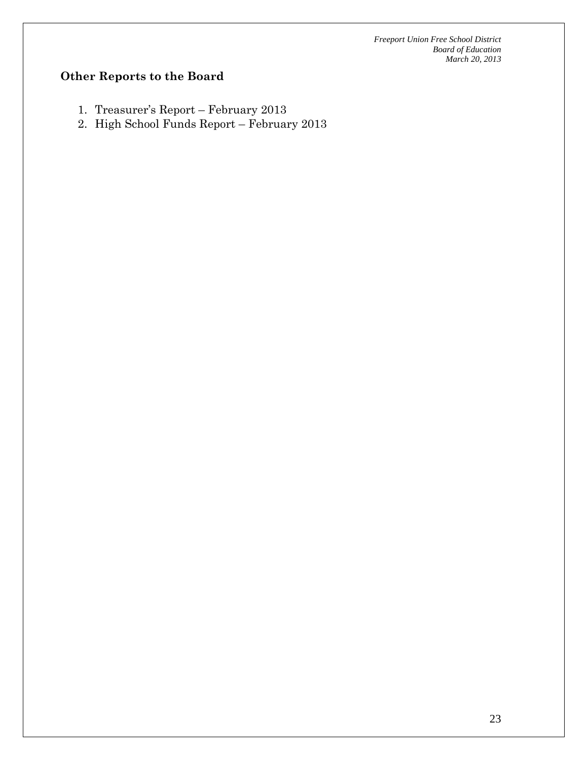## Other Reports to the Board

1. Treasurer's Report – February 2013
2. High School Funds Report – February 2013